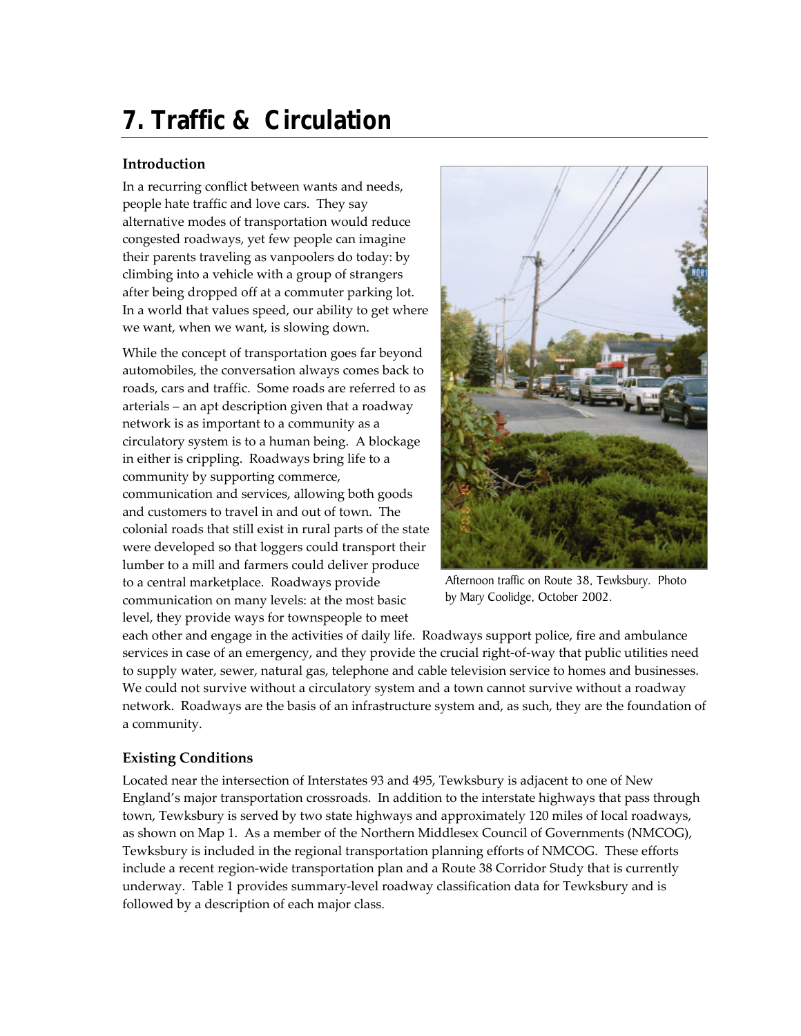# 7. Traffic & Circulation

## Introduction

In a recurring conflict between wants and needs, people hate traffic and love cars. They say alternative modes of transportation would reduce congested roadways, yet few people can imagine their parents traveling as vanpoolers do today: by climbing into a vehicle with a group of strangers after being dropped off at a commuter parking lot. In a world that values speed, our ability to get where we want, when we want, is slowing down.

While the concept of transportation goes far beyond automobiles, the conversation always comes back to roads, cars and traffic. Some roads are referred to as arterials – an apt description given that a roadway network is as important to a community as a circulatory system is to a human being. A blockage in either is crippling. Roadways bring life to a community by supporting commerce, communication and services, allowing both goods and customers to travel in and out of town. The colonial roads that still exist in rural parts of the state were developed so that loggers could transport their lumber to a mill and farmers could deliver produce to a central marketplace. Roadways provide communication on many levels: at the most basic level, they provide ways for townspeople to meet each other and engage in the activities of daily life. Roadways support police, fire and ambulance services in case of an emergency, and they provide the crucial right-of-way that public utilities need to supply water, sewer, natural gas, telephone and cable television service to homes and businesses. We could not survive without a circulatory system and a town cannot survive without a roadway network. Roadways are the basis of an infrastructure system and, as such, they are the foundation of a community.

Afternoon traffic on Route 38, Tewksbury. Photo by Mary Coolidge, October 2002.

## Existing Conditions

Located near the intersection of Interstates 93 and 495, Tewksbury is adjacent to one of New England's major transportation crossroads. In addition to the interstate highways that pass through town, Tewksbury is served by two state highways and approximately 120 miles of local roadways, as shown on Map 1. As a member of the Northern Middlesex Council of Governments (NMCOG), Tewksbury is included in the regional transportation planning efforts of NMCOG. These efforts include a recent region-wide transportation plan and a Route 38 Corridor Study that is currently underway. Table 1 provides summary-level roadway classification data for Tewksbury and is followed by a description of each major class.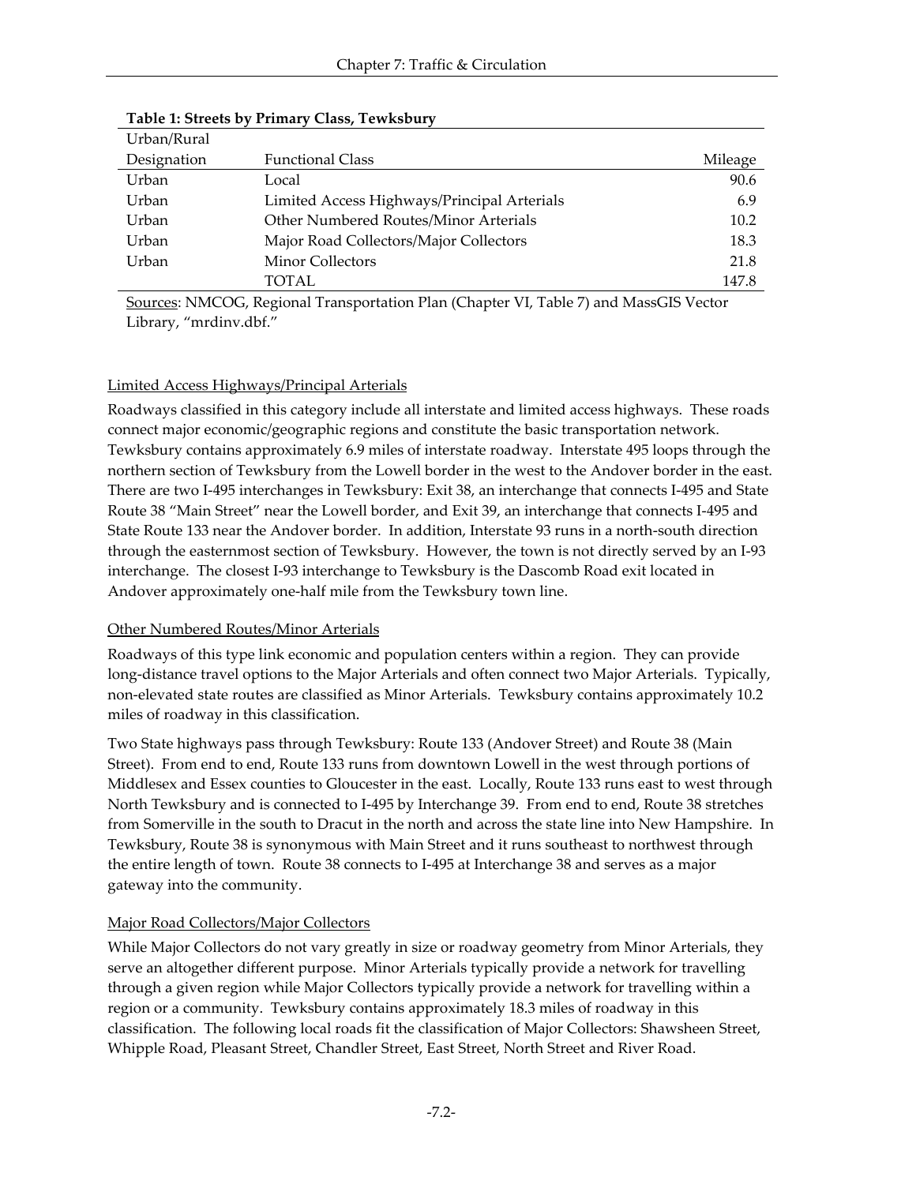**Table 1: Streets by Primary Class, Tewksbury**

| Urban/Rural Designation | Functional Class | Mileage |
|---|---|---|
| Urban | Local | 90.6 |
| Urban | Limited Access Highways/Principal Arterials | 6.9 |
| Urban | Other Numbered Routes/Minor Arterials | 10.2 |
| Urban | Major Road Collectors/Major Collectors | 18.3 |
| Urban | Minor Collectors | 21.8 |
| | TOTAL | 147.8 |

Sources: NMCOG, Regional Transportation Plan (Chapter VI, Table 7) and MassGIS Vector Library, "mrdinv.dbf."

### Limited Access Highways/Principal Arterials

Roadways classified in this category include all interstate and limited access highways. These roads connect major economic/geographic regions and constitute the basic transportation network. Tewksbury contains approximately 6.9 miles of interstate roadway. Interstate 495 loops through the northern section of Tewksbury from the Lowell border in the west to the Andover border in the east. There are two I-495 interchanges in Tewksbury: Exit 38, an interchange that connects I-495 and State Route 38 "Main Street" near the Lowell border, and Exit 39, an interchange that connects I-495 and State Route 133 near the Andover border. In addition, Interstate 93 runs in a north-south direction through the easternmost section of Tewksbury. However, the town is not directly served by an I-93 interchange. The closest I-93 interchange to Tewksbury is the Dascomb Road exit located in Andover approximately one-half mile from the Tewksbury town line.

### Other Numbered Routes/Minor Arterials

Roadways of this type link economic and population centers within a region. They can provide long-distance travel options to the Major Arterials and often connect two Major Arterials. Typically, non-elevated state routes are classified as Minor Arterials. Tewksbury contains approximately 10.2 miles of roadway in this classification.

Two State highways pass through Tewksbury: Route 133 (Andover Street) and Route 38 (Main Street). From end to end, Route 133 runs from downtown Lowell in the west through portions of Middlesex and Essex counties to Gloucester in the east. Locally, Route 133 runs east to west through North Tewksbury and is connected to I-495 by Interchange 39. From end to end, Route 38 stretches from Somerville in the south to Dracut in the north and across the state line into New Hampshire. In Tewksbury, Route 38 is synonymous with Main Street and it runs southeast to northwest through the entire length of town. Route 38 connects to I-495 at Interchange 38 and serves as a major gateway into the community.

### Major Road Collectors/Major Collectors

While Major Collectors do not vary greatly in size or roadway geometry from Minor Arterials, they serve an altogether different purpose. Minor Arterials typically provide a network for travelling through a given region while Major Collectors typically provide a network for travelling within a region or a community. Tewksbury contains approximately 18.3 miles of roadway in this classification. The following local roads fit the classification of Major Collectors: Shawsheen Street, Whipple Road, Pleasant Street, Chandler Street, East Street, North Street and River Road.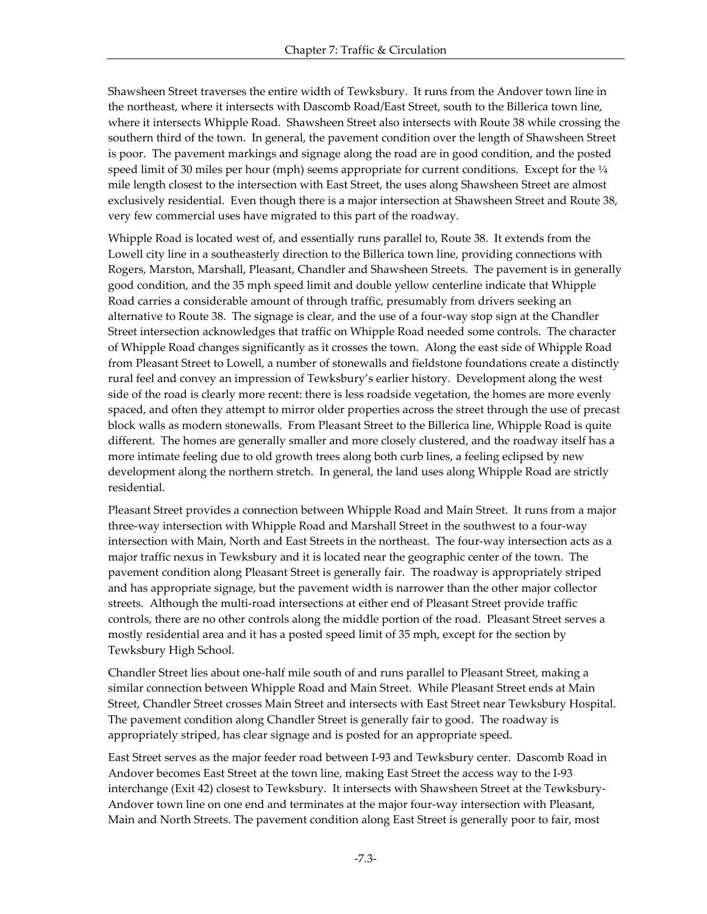Shawsheen Street traverses the entire width of Tewksbury. It runs from the Andover town line in the northeast, where it intersects with Dascomb Road/East Street, south to the Billerica town line, where it intersects Whipple Road. Shawsheen Street also intersects with Route 38 while crossing the southern third of the town. In general, the pavement condition over the length of Shawsheen Street is poor. The pavement markings and signage along the road are in good condition, and the posted speed limit of 30 miles per hour (mph) seems appropriate for current conditions. Except for the ¼ mile length closest to the intersection with East Street, the uses along Shawsheen Street are almost exclusively residential. Even though there is a major intersection at Shawsheen Street and Route 38, very few commercial uses have migrated to this part of the roadway.

Whipple Road is located west of, and essentially runs parallel to, Route 38. It extends from the Lowell city line in a southeasterly direction to the Billerica town line, providing connections with Rogers, Marston, Marshall, Pleasant, Chandler and Shawsheen Streets. The pavement is in generally good condition, and the 35 mph speed limit and double yellow centerline indicate that Whipple Road carries a considerable amount of through traffic, presumably from drivers seeking an alternative to Route 38. The signage is clear, and the use of a four-way stop sign at the Chandler Street intersection acknowledges that traffic on Whipple Road needed some controls. The character of Whipple Road changes significantly as it crosses the town. Along the east side of Whipple Road from Pleasant Street to Lowell, a number of stonewalls and fieldstone foundations create a distinctly rural feel and convey an impression of Tewksbury's earlier history. Development along the west side of the road is clearly more recent: there is less roadside vegetation, the homes are more evenly spaced, and often they attempt to mirror older properties across the street through the use of precast block walls as modern stonewalls. From Pleasant Street to the Billerica line, Whipple Road is quite different. The homes are generally smaller and more closely clustered, and the roadway itself has a more intimate feeling due to old growth trees along both curb lines, a feeling eclipsed by new development along the northern stretch. In general, the land uses along Whipple Road are strictly residential.

Pleasant Street provides a connection between Whipple Road and Main Street. It runs from a major three-way intersection with Whipple Road and Marshall Street in the southwest to a four-way intersection with Main, North and East Streets in the northeast. The four-way intersection acts as a major traffic nexus in Tewksbury and it is located near the geographic center of the town. The pavement condition along Pleasant Street is generally fair. The roadway is appropriately striped and has appropriate signage, but the pavement width is narrower than the other major collector streets. Although the multi-road intersections at either end of Pleasant Street provide traffic controls, there are no other controls along the middle portion of the road. Pleasant Street serves a mostly residential area and it has a posted speed limit of 35 mph, except for the section by Tewksbury High School.

Chandler Street lies about one-half mile south of and runs parallel to Pleasant Street, making a similar connection between Whipple Road and Main Street. While Pleasant Street ends at Main Street, Chandler Street crosses Main Street and intersects with East Street near Tewksbury Hospital. The pavement condition along Chandler Street is generally fair to good. The roadway is appropriately striped, has clear signage and is posted for an appropriate speed.

East Street serves as the major feeder road between I-93 and Tewksbury center. Dascomb Road in Andover becomes East Street at the town line, making East Street the access way to the I-93 interchange (Exit 42) closest to Tewksbury. It intersects with Shawsheen Street at the Tewksbury-Andover town line on one end and terminates at the major four-way intersection with Pleasant, Main and North Streets. The pavement condition along East Street is generally poor to fair, most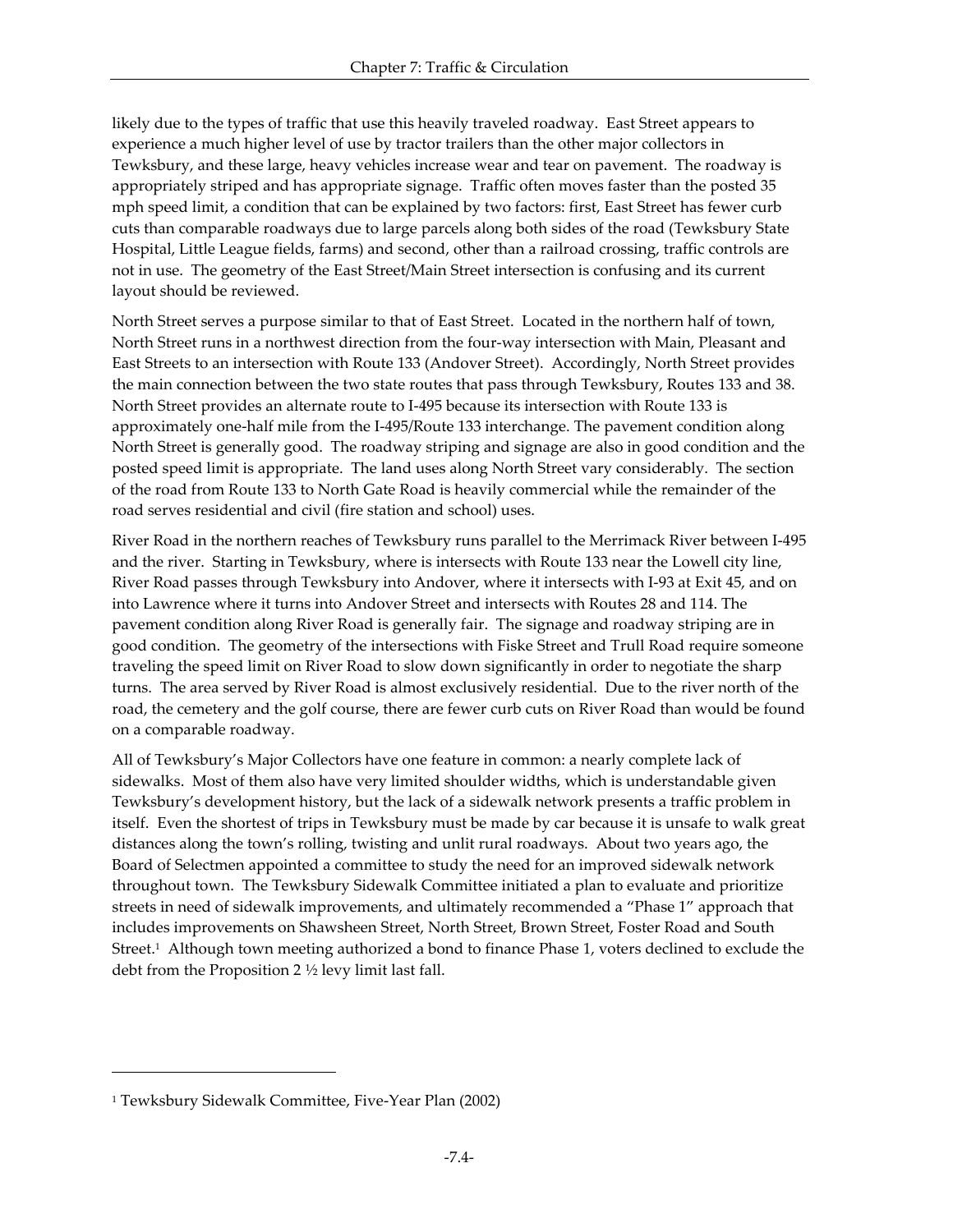likely due to the types of traffic that use this heavily traveled roadway. East Street appears to experience a much higher level of use by tractor trailers than the other major collectors in Tewksbury, and these large, heavy vehicles increase wear and tear on pavement. The roadway is appropriately striped and has appropriate signage. Traffic often moves faster than the posted 35 mph speed limit, a condition that can be explained by two factors: first, East Street has fewer curb cuts than comparable roadways due to large parcels along both sides of the road (Tewksbury State Hospital, Little League fields, farms) and second, other than a railroad crossing, traffic controls are not in use. The geometry of the East Street/Main Street intersection is confusing and its current layout should be reviewed.

North Street serves a purpose similar to that of East Street. Located in the northern half of town, North Street runs in a northwest direction from the four-way intersection with Main, Pleasant and East Streets to an intersection with Route 133 (Andover Street). Accordingly, North Street provides the main connection between the two state routes that pass through Tewksbury, Routes 133 and 38. North Street provides an alternate route to I-495 because its intersection with Route 133 is approximately one-half mile from the I-495/Route 133 interchange. The pavement condition along North Street is generally good. The roadway striping and signage are also in good condition and the posted speed limit is appropriate. The land uses along North Street vary considerably. The section of the road from Route 133 to North Gate Road is heavily commercial while the remainder of the road serves residential and civil (fire station and school) uses.

River Road in the northern reaches of Tewksbury runs parallel to the Merrimack River between I-495 and the river. Starting in Tewksbury, where is intersects with Route 133 near the Lowell city line, River Road passes through Tewksbury into Andover, where it intersects with I-93 at Exit 45, and on into Lawrence where it turns into Andover Street and intersects with Routes 28 and 114. The pavement condition along River Road is generally fair. The signage and roadway striping are in good condition. The geometry of the intersections with Fiske Street and Trull Road require someone traveling the speed limit on River Road to slow down significantly in order to negotiate the sharp turns. The area served by River Road is almost exclusively residential. Due to the river north of the road, the cemetery and the golf course, there are fewer curb cuts on River Road than would be found on a comparable roadway.

All of Tewksbury's Major Collectors have one feature in common: a nearly complete lack of sidewalks. Most of them also have very limited shoulder widths, which is understandable given Tewksbury's development history, but the lack of a sidewalk network presents a traffic problem in itself. Even the shortest of trips in Tewksbury must be made by car because it is unsafe to walk great distances along the town's rolling, twisting and unlit rural roadways. About two years ago, the Board of Selectmen appointed a committee to study the need for an improved sidewalk network throughout town. The Tewksbury Sidewalk Committee initiated a plan to evaluate and prioritize streets in need of sidewalk improvements, and ultimately recommended a "Phase 1" approach that includes improvements on Shawsheen Street, North Street, Brown Street, Foster Road and South Street.[1] Although town meeting authorized a bond to finance Phase 1, voters declined to exclude the debt from the Proposition 2 ½ levy limit last fall.

---

[1] Tewksbury Sidewalk Committee, Five-Year Plan (2002)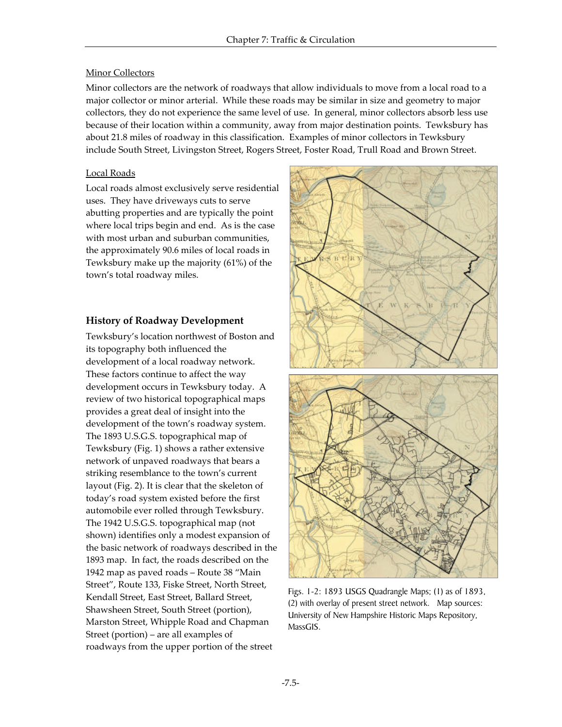#### Minor Collectors

Minor collectors are the network of roadways that allow individuals to move from a local road to a major collector or minor arterial. While these roads may be similar in size and geometry to major collectors, they do not experience the same level of use. In general, minor collectors absorb less use because of their location within a community, away from major destination points. Tewksbury has about 21.8 miles of roadway in this classification. Examples of minor collectors in Tewksbury include South Street, Livingston Street, Rogers Street, Foster Road, Trull Road and Brown Street.

#### Local Roads

Local roads almost exclusively serve residential uses. They have driveways cuts to serve abutting properties and are typically the point where local trips begin and end. As is the case with most urban and suburban communities, the approximately 90.6 miles of local roads in Tewksbury make up the majority (61%) of the town's total roadway miles.

### History of Roadway Development

Tewksbury's location northwest of Boston and its topography both influenced the development of a local roadway network. These factors continue to affect the way development occurs in Tewksbury today. A review of two historical topographical maps provides a great deal of insight into the development of the town's roadway system. The 1893 U.S.G.S. topographical map of Tewksbury (Fig. 1) shows a rather extensive network of unpaved roadways that bears a striking resemblance to the town's current layout (Fig. 2). It is clear that the skeleton of today's road system existed before the first automobile ever rolled through Tewksbury. The 1942 U.S.G.S. topographical map (not shown) identifies only a modest expansion of the basic network of roadways described in the 1893 map. In fact, the roads described on the 1942 map as paved roads – Route 38 "Main Street", Route 133, Fiske Street, North Street, Kendall Street, East Street, Ballard Street, Shawsheen Street, South Street (portion), Marston Street, Whipple Road and Chapman Street (portion) – are all examples of roadways from the upper portion of the street

Figs. 1-2: 1893 USGS Quadrangle Maps; (1) as of 1893, (2) with overlay of present street network. Map sources: University of New Hampshire Historic Maps Repository, MassGIS.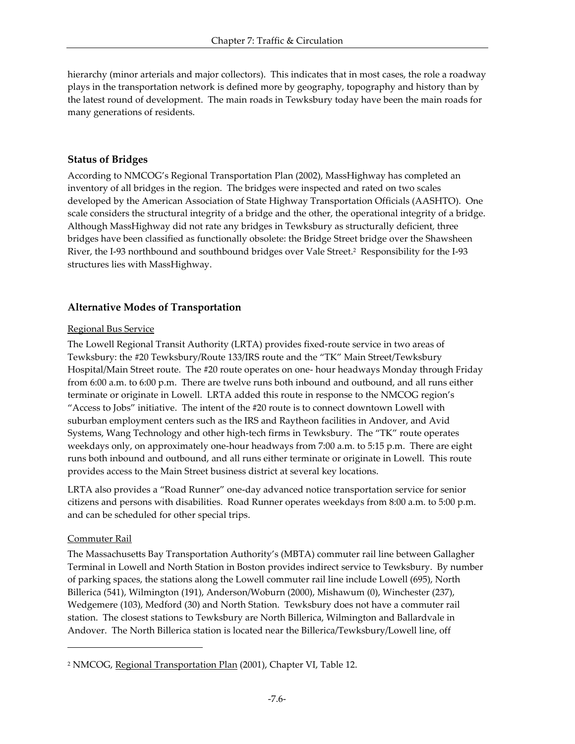hierarchy (minor arterials and major collectors). This indicates that in most cases, the role a roadway plays in the transportation network is defined more by geography, topography and history than by the latest round of development. The main roads in Tewksbury today have been the main roads for many generations of residents.

### Status of Bridges

According to NMCOG's Regional Transportation Plan (2002), MassHighway has completed an inventory of all bridges in the region. The bridges were inspected and rated on two scales developed by the American Association of State Highway Transportation Officials (AASHTO). One scale considers the structural integrity of a bridge and the other, the operational integrity of a bridge. Although MassHighway did not rate any bridges in Tewksbury as structurally deficient, three bridges have been classified as functionally obsolete: the Bridge Street bridge over the Shawsheen River, the I-93 northbound and southbound bridges over Vale Street.[2] Responsibility for the I-93 structures lies with MassHighway.

### Alternative Modes of Transportation

Regional Bus Service

The Lowell Regional Transit Authority (LRTA) provides fixed-route service in two areas of Tewksbury: the #20 Tewksbury/Route 133/IRS route and the "TK" Main Street/Tewksbury Hospital/Main Street route. The #20 route operates on one- hour headways Monday through Friday from 6:00 a.m. to 6:00 p.m. There are twelve runs both inbound and outbound, and all runs either terminate or originate in Lowell. LRTA added this route in response to the NMCOG region's "Access to Jobs" initiative. The intent of the #20 route is to connect downtown Lowell with suburban employment centers such as the IRS and Raytheon facilities in Andover, and Avid Systems, Wang Technology and other high-tech firms in Tewksbury. The "TK" route operates weekdays only, on approximately one-hour headways from 7:00 a.m. to 5:15 p.m. There are eight runs both inbound and outbound, and all runs either terminate or originate in Lowell. This route provides access to the Main Street business district at several key locations.

LRTA also provides a "Road Runner" one-day advanced notice transportation service for senior citizens and persons with disabilities. Road Runner operates weekdays from 8:00 a.m. to 5:00 p.m. and can be scheduled for other special trips.

Commuter Rail

The Massachusetts Bay Transportation Authority's (MBTA) commuter rail line between Gallagher Terminal in Lowell and North Station in Boston provides indirect service to Tewksbury. By number of parking spaces, the stations along the Lowell commuter rail line include Lowell (695), North Billerica (541), Wilmington (191), Anderson/Woburn (2000), Mishawum (0), Winchester (237), Wedgemere (103), Medford (30) and North Station. Tewksbury does not have a commuter rail station. The closest stations to Tewksbury are North Billerica, Wilmington and Ballardvale in Andover. The North Billerica station is located near the Billerica/Tewksbury/Lowell line, off

---

[2] NMCOG, Regional Transportation Plan (2001), Chapter VI, Table 12.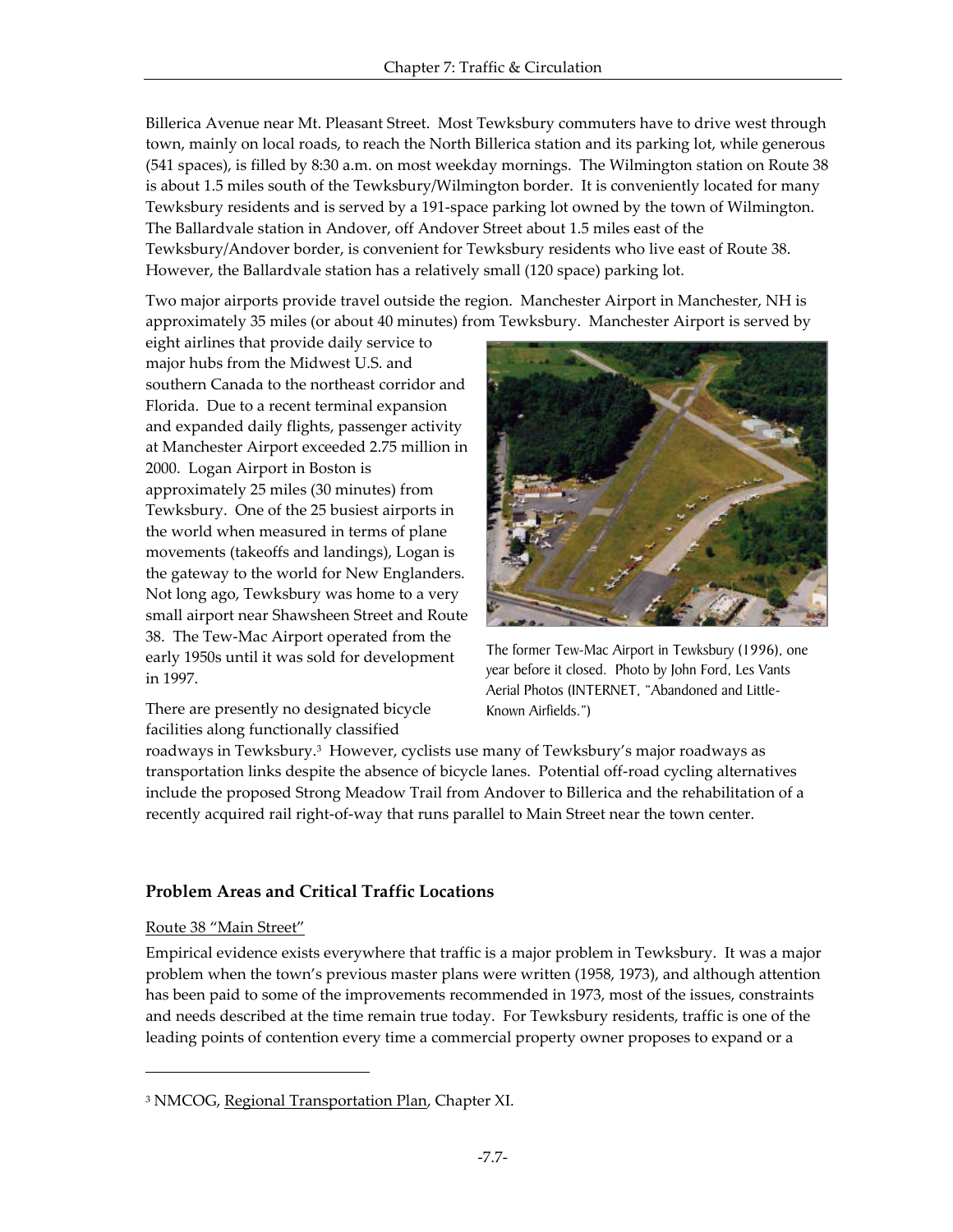Billerica Avenue near Mt. Pleasant Street. Most Tewksbury commuters have to drive west through town, mainly on local roads, to reach the North Billerica station and its parking lot, while generous (541 spaces), is filled by 8:30 a.m. on most weekday mornings. The Wilmington station on Route 38 is about 1.5 miles south of the Tewksbury/Wilmington border. It is conveniently located for many Tewksbury residents and is served by a 191-space parking lot owned by the town of Wilmington. The Ballardvale station in Andover, off Andover Street about 1.5 miles east of the Tewksbury/Andover border, is convenient for Tewksbury residents who live east of Route 38. However, the Ballardvale station has a relatively small (120 space) parking lot.

Two major airports provide travel outside the region. Manchester Airport in Manchester, NH is approximately 35 miles (or about 40 minutes) from Tewksbury. Manchester Airport is served by eight airlines that provide daily service to major hubs from the Midwest U.S. and southern Canada to the northeast corridor and Florida. Due to a recent terminal expansion and expanded daily flights, passenger activity at Manchester Airport exceeded 2.75 million in 2000. Logan Airport in Boston is approximately 25 miles (30 minutes) from Tewksbury. One of the 25 busiest airports in the world when measured in terms of plane movements (takeoffs and landings), Logan is the gateway to the world for New Englanders. Not long ago, Tewksbury was home to a very small airport near Shawsheen Street and Route 38. The Tew-Mac Airport operated from the early 1950s until it was sold for development in 1997.

The former Tew-Mac Airport in Tewksbury (1996), one year before it closed. Photo by John Ford, Les Vants Aerial Photos (INTERNET, "Abandoned and Little-Known Airfields.")

There are presently no designated bicycle facilities along functionally classified roadways in Tewksbury.[3] However, cyclists use many of Tewksbury's major roadways as transportation links despite the absence of bicycle lanes. Potential off-road cycling alternatives include the proposed Strong Meadow Trail from Andover to Billerica and the rehabilitation of a recently acquired rail right-of-way that runs parallel to Main Street near the town center.

## Problem Areas and Critical Traffic Locations

Route 38 "Main Street"

Empirical evidence exists everywhere that traffic is a major problem in Tewksbury. It was a major problem when the town's previous master plans were written (1958, 1973), and although attention has been paid to some of the improvements recommended in 1973, most of the issues, constraints and needs described at the time remain true today. For Tewksbury residents, traffic is one of the leading points of contention every time a commercial property owner proposes to expand or a

[3] NMCOG, Regional Transportation Plan, Chapter XI.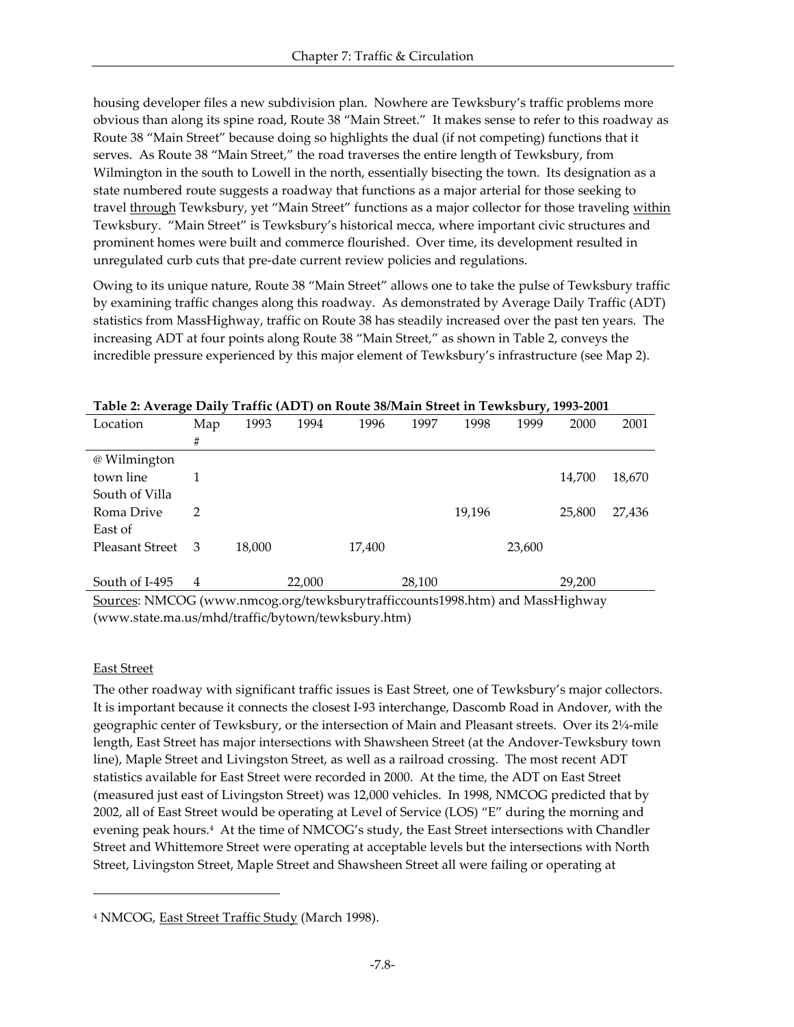housing developer files a new subdivision plan. Nowhere are Tewksbury's traffic problems more obvious than along its spine road, Route 38 "Main Street." It makes sense to refer to this roadway as Route 38 "Main Street" because doing so highlights the dual (if not competing) functions that it serves. As Route 38 "Main Street," the road traverses the entire length of Tewksbury, from Wilmington in the south to Lowell in the north, essentially bisecting the town. Its designation as a state numbered route suggests a roadway that functions as a major arterial for those seeking to travel <u>through</u> Tewksbury, yet "Main Street" functions as a major collector for those traveling <u>within</u> Tewksbury. "Main Street" is Tewksbury's historical mecca, where important civic structures and prominent homes were built and commerce flourished. Over time, its development resulted in unregulated curb cuts that pre-date current review policies and regulations.

Owing to its unique nature, Route 38 "Main Street" allows one to take the pulse of Tewksbury traffic by examining traffic changes along this roadway. As demonstrated by Average Daily Traffic (ADT) statistics from MassHighway, traffic on Route 38 has steadily increased over the past ten years. The increasing ADT at four points along Route 38 "Main Street," as shown in Table 2, conveys the incredible pressure experienced by this major element of Tewksbury's infrastructure (see Map 2).

**Table 2: Average Daily Traffic (ADT) on Route 38/Main Street in Tewksbury, 1993-2001**

| Location | Map # | 1993 | 1994 | 1996 | 1997 | 1998 | 1999 | 2000 | 2001 |
|---|---|---|---|---|---|---|---|---|---|
| @ Wilmington town line | 1 | | | | | | | 14,700 | 18,670 |
| South of Villa Roma Drive | 2 | | | | | 19,196 | | 25,800 | 27,436 |
| East of Pleasant Street | 3 | 18,000 | | 17,400 | | | 23,600 | | |
| South of I-495 | 4 | | 22,000 | | 28,100 | | | 29,200 | |

<u>Sources</u>: NMCOG (www.nmcog.org/tewksburytrafficcounts1998.htm) and MassHighway (www.state.ma.us/mhd/traffic/bytown/tewksbury.htm)

<u>East Street</u>

The other roadway with significant traffic issues is East Street, one of Tewksbury's major collectors. It is important because it connects the closest I-93 interchange, Dascomb Road in Andover, with the geographic center of Tewksbury, or the intersection of Main and Pleasant streets. Over its 2¼-mile length, East Street has major intersections with Shawsheen Street (at the Andover-Tewksbury town line), Maple Street and Livingston Street, as well as a railroad crossing. The most recent ADT statistics available for East Street were recorded in 2000. At the time, the ADT on East Street (measured just east of Livingston Street) was 12,000 vehicles. In 1998, NMCOG predicted that by 2002, all of East Street would be operating at Level of Service (LOS) "E" during the morning and evening peak hours.[4] At the time of NMCOG's study, the East Street intersections with Chandler Street and Whittemore Street were operating at acceptable levels but the intersections with North Street, Livingston Street, Maple Street and Shawsheen Street all were failing or operating at

[4] NMCOG, <u>East Street Traffic Study</u> (March 1998).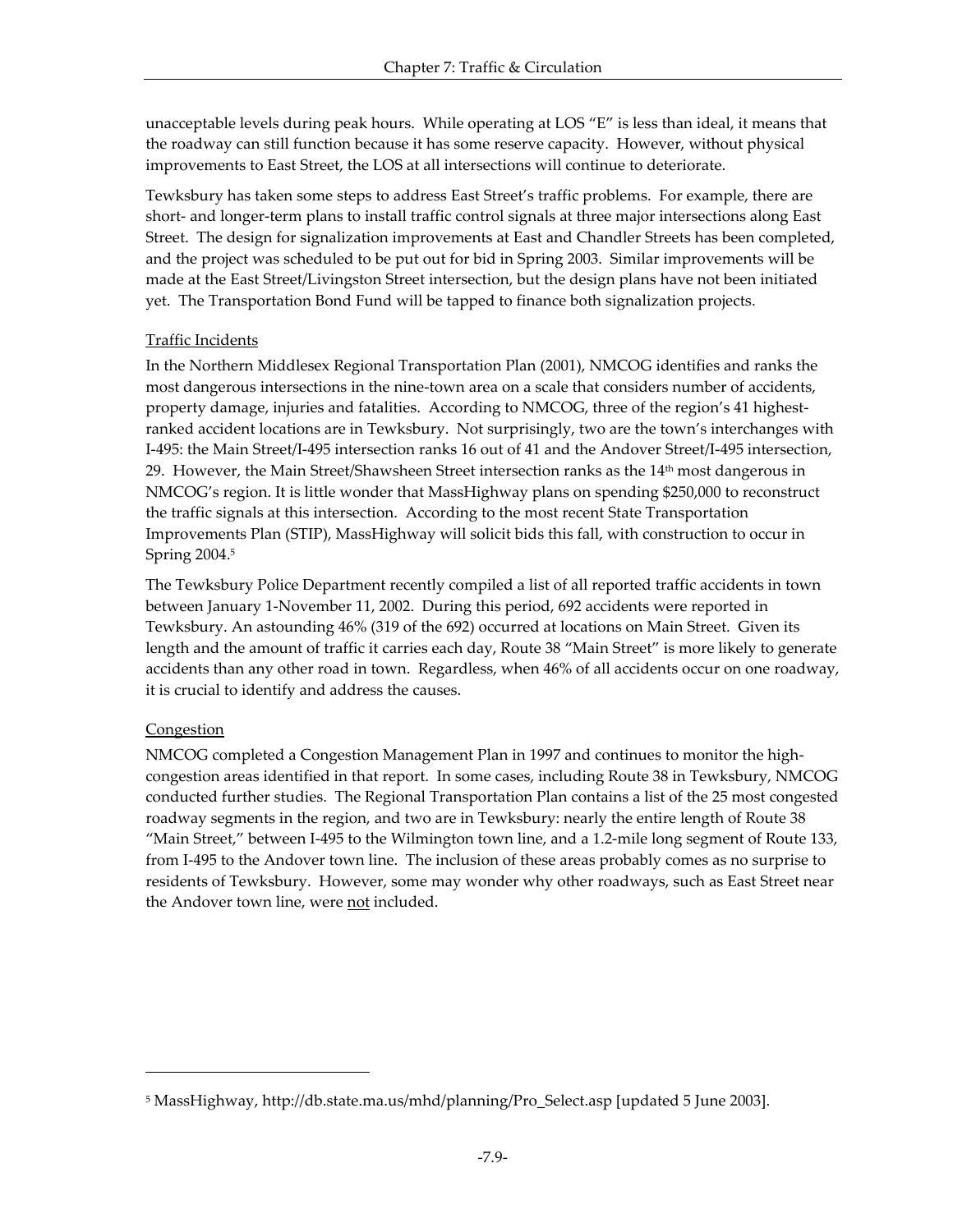unacceptable levels during peak hours. While operating at LOS "E" is less than ideal, it means that the roadway can still function because it has some reserve capacity. However, without physical improvements to East Street, the LOS at all intersections will continue to deteriorate.

Tewksbury has taken some steps to address East Street's traffic problems. For example, there are short- and longer-term plans to install traffic control signals at three major intersections along East Street. The design for signalization improvements at East and Chandler Streets has been completed, and the project was scheduled to be put out for bid in Spring 2003. Similar improvements will be made at the East Street/Livingston Street intersection, but the design plans have not been initiated yet. The Transportation Bond Fund will be tapped to finance both signalization projects.

<u>Traffic Incidents</u>

In the Northern Middlesex Regional Transportation Plan (2001), NMCOG identifies and ranks the most dangerous intersections in the nine-town area on a scale that considers number of accidents, property damage, injuries and fatalities. According to NMCOG, three of the region's 41 highest-ranked accident locations are in Tewksbury. Not surprisingly, two are the town's interchanges with I-495: the Main Street/I-495 intersection ranks 16 out of 41 and the Andover Street/I-495 intersection, 29. However, the Main Street/Shawsheen Street intersection ranks as the 14th most dangerous in NMCOG's region. It is little wonder that MassHighway plans on spending $250,000 to reconstruct the traffic signals at this intersection. According to the most recent State Transportation Improvements Plan (STIP), MassHighway will solicit bids this fall, with construction to occur in Spring 2004.[5]

The Tewksbury Police Department recently compiled a list of all reported traffic accidents in town between January 1-November 11, 2002. During this period, 692 accidents were reported in Tewksbury. An astounding 46% (319 of the 692) occurred at locations on Main Street. Given its length and the amount of traffic it carries each day, Route 38 "Main Street" is more likely to generate accidents than any other road in town. Regardless, when 46% of all accidents occur on one roadway, it is crucial to identify and address the causes.

<u>Congestion</u>

NMCOG completed a Congestion Management Plan in 1997 and continues to monitor the high-congestion areas identified in that report. In some cases, including Route 38 in Tewksbury, NMCOG conducted further studies. The Regional Transportation Plan contains a list of the 25 most congested roadway segments in the region, and two are in Tewksbury: nearly the entire length of Route 38 "Main Street," between I-495 to the Wilmington town line, and a 1.2-mile long segment of Route 133, from I-495 to the Andover town line. The inclusion of these areas probably comes as no surprise to residents of Tewksbury. However, some may wonder why other roadways, such as East Street near the Andover town line, were <u>not</u> included.

---

[5] MassHighway, http://db.state.ma.us/mhd/planning/Pro_Select.asp [updated 5 June 2003].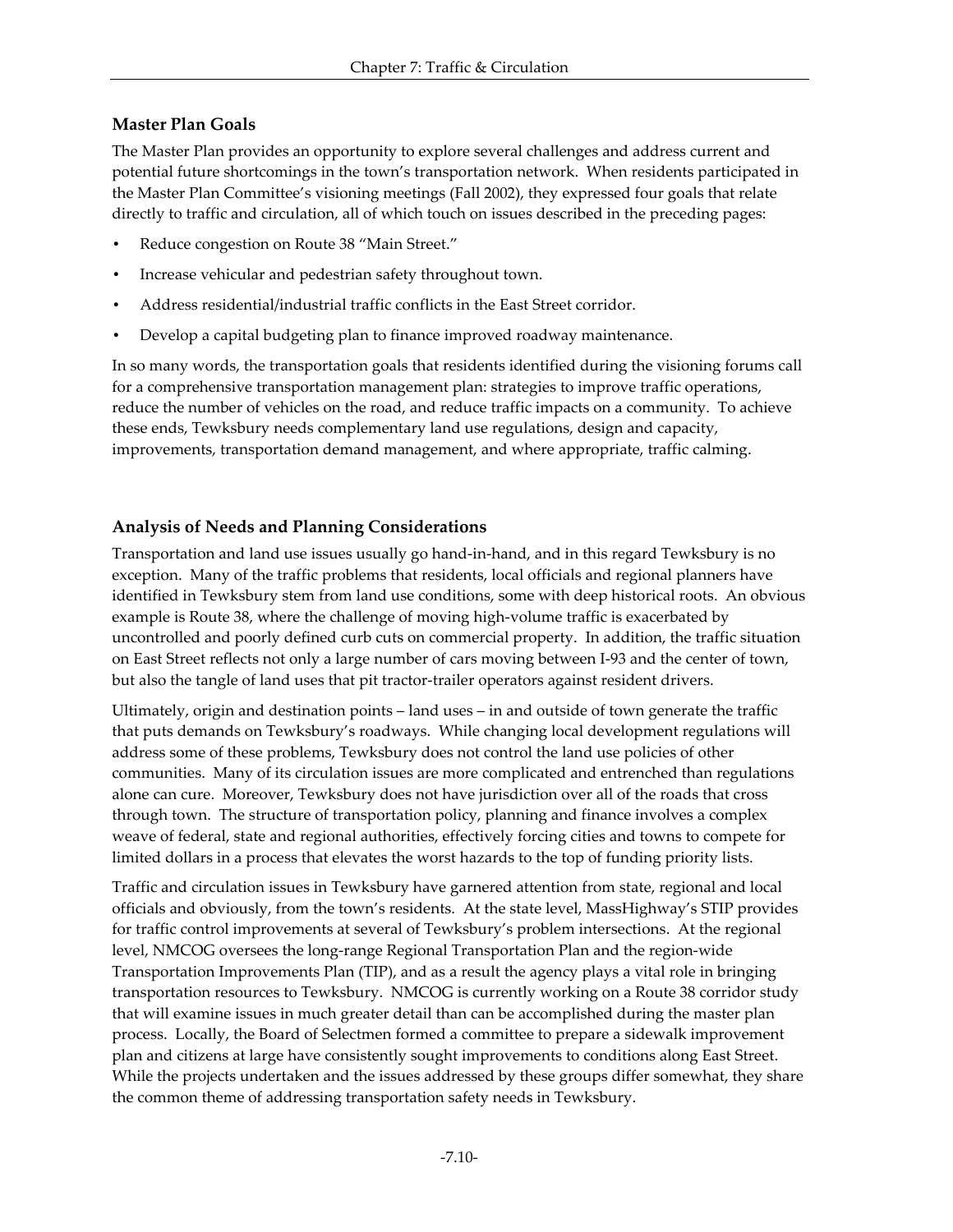## Master Plan Goals

The Master Plan provides an opportunity to explore several challenges and address current and potential future shortcomings in the town's transportation network. When residents participated in the Master Plan Committee's visioning meetings (Fall 2002), they expressed four goals that relate directly to traffic and circulation, all of which touch on issues described in the preceding pages:

- Reduce congestion on Route 38 "Main Street."
- Increase vehicular and pedestrian safety throughout town.
- Address residential/industrial traffic conflicts in the East Street corridor.
- Develop a capital budgeting plan to finance improved roadway maintenance.

In so many words, the transportation goals that residents identified during the visioning forums call for a comprehensive transportation management plan: strategies to improve traffic operations, reduce the number of vehicles on the road, and reduce traffic impacts on a community. To achieve these ends, Tewksbury needs complementary land use regulations, design and capacity, improvements, transportation demand management, and where appropriate, traffic calming.

## Analysis of Needs and Planning Considerations

Transportation and land use issues usually go hand-in-hand, and in this regard Tewksbury is no exception. Many of the traffic problems that residents, local officials and regional planners have identified in Tewksbury stem from land use conditions, some with deep historical roots. An obvious example is Route 38, where the challenge of moving high-volume traffic is exacerbated by uncontrolled and poorly defined curb cuts on commercial property. In addition, the traffic situation on East Street reflects not only a large number of cars moving between I-93 and the center of town, but also the tangle of land uses that pit tractor-trailer operators against resident drivers.

Ultimately, origin and destination points – land uses – in and outside of town generate the traffic that puts demands on Tewksbury's roadways. While changing local development regulations will address some of these problems, Tewksbury does not control the land use policies of other communities. Many of its circulation issues are more complicated and entrenched than regulations alone can cure. Moreover, Tewksbury does not have jurisdiction over all of the roads that cross through town. The structure of transportation policy, planning and finance involves a complex weave of federal, state and regional authorities, effectively forcing cities and towns to compete for limited dollars in a process that elevates the worst hazards to the top of funding priority lists.

Traffic and circulation issues in Tewksbury have garnered attention from state, regional and local officials and obviously, from the town's residents. At the state level, MassHighway's STIP provides for traffic control improvements at several of Tewksbury's problem intersections. At the regional level, NMCOG oversees the long-range Regional Transportation Plan and the region-wide Transportation Improvements Plan (TIP), and as a result the agency plays a vital role in bringing transportation resources to Tewksbury. NMCOG is currently working on a Route 38 corridor study that will examine issues in much greater detail than can be accomplished during the master plan process. Locally, the Board of Selectmen formed a committee to prepare a sidewalk improvement plan and citizens at large have consistently sought improvements to conditions along East Street. While the projects undertaken and the issues addressed by these groups differ somewhat, they share the common theme of addressing transportation safety needs in Tewksbury.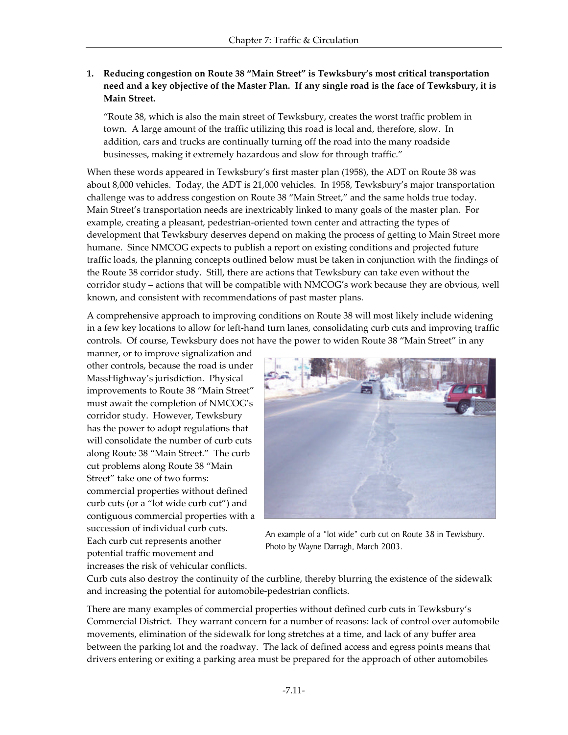**1. Reducing congestion on Route 38 "Main Street" is Tewksbury's most critical transportation need and a key objective of the Master Plan. If any single road is the face of Tewksbury, it is Main Street.**

> "Route 38, which is also the main street of Tewksbury, creates the worst traffic problem in town. A large amount of the traffic utilizing this road is local and, therefore, slow. In addition, cars and trucks are continually turning off the road into the many roadside businesses, making it extremely hazardous and slow for through traffic."

When these words appeared in Tewksbury's first master plan (1958), the ADT on Route 38 was about 8,000 vehicles. Today, the ADT is 21,000 vehicles. In 1958, Tewksbury's major transportation challenge was to address congestion on Route 38 "Main Street," and the same holds true today. Main Street's transportation needs are inextricably linked to many goals of the master plan. For example, creating a pleasant, pedestrian-oriented town center and attracting the types of development that Tewksbury deserves depend on making the process of getting to Main Street more humane. Since NMCOG expects to publish a report on existing conditions and projected future traffic loads, the planning concepts outlined below must be taken in conjunction with the findings of the Route 38 corridor study. Still, there are actions that Tewksbury can take even without the corridor study – actions that will be compatible with NMCOG's work because they are obvious, well known, and consistent with recommendations of past master plans.

A comprehensive approach to improving conditions on Route 38 will most likely include widening in a few key locations to allow for left-hand turn lanes, consolidating curb cuts and improving traffic controls. Of course, Tewksbury does not have the power to widen Route 38 "Main Street" in any manner, or to improve signalization and other controls, because the road is under MassHighway's jurisdiction. Physical improvements to Route 38 "Main Street" must await the completion of NMCOG's corridor study. However, Tewksbury has the power to adopt regulations that will consolidate the number of curb cuts along Route 38 "Main Street." The curb cut problems along Route 38 "Main Street" take one of two forms: commercial properties without defined curb cuts (or a "lot wide curb cut") and contiguous commercial properties with a succession of individual curb cuts. Each curb cut represents another potential traffic movement and increases the risk of vehicular conflicts. Curb cuts also destroy the continuity of the curbline, thereby blurring the existence of the sidewalk and increasing the potential for automobile-pedestrian conflicts.

An example of a "lot wide" curb cut on Route 38 in Tewksbury. Photo by Wayne Darragh, March 2003.

There are many examples of commercial properties without defined curb cuts in Tewksbury's Commercial District. They warrant concern for a number of reasons: lack of control over automobile movements, elimination of the sidewalk for long stretches at a time, and lack of any buffer area between the parking lot and the roadway. The lack of defined access and egress points means that drivers entering or exiting a parking area must be prepared for the approach of other automobiles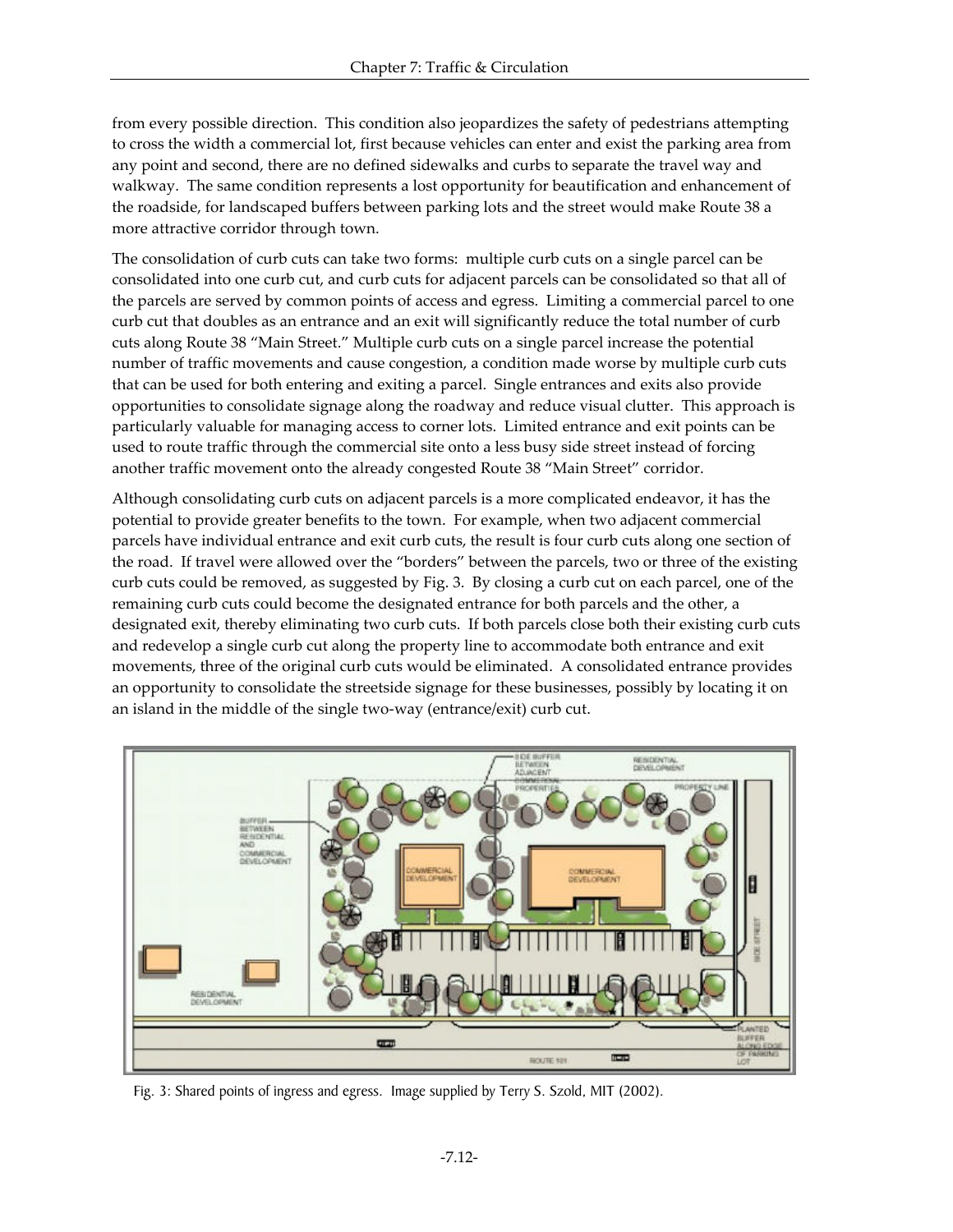from every possible direction. This condition also jeopardizes the safety of pedestrians attempting to cross the width a commercial lot, first because vehicles can enter and exist the parking area from any point and second, there are no defined sidewalks and curbs to separate the travel way and walkway. The same condition represents a lost opportunity for beautification and enhancement of the roadside, for landscaped buffers between parking lots and the street would make Route 38 a more attractive corridor through town.

The consolidation of curb cuts can take two forms: multiple curb cuts on a single parcel can be consolidated into one curb cut, and curb cuts for adjacent parcels can be consolidated so that all of the parcels are served by common points of access and egress. Limiting a commercial parcel to one curb cut that doubles as an entrance and an exit will significantly reduce the total number of curb cuts along Route 38 "Main Street." Multiple curb cuts on a single parcel increase the potential number of traffic movements and cause congestion, a condition made worse by multiple curb cuts that can be used for both entering and exiting a parcel. Single entrances and exits also provide opportunities to consolidate signage along the roadway and reduce visual clutter. This approach is particularly valuable for managing access to corner lots. Limited entrance and exit points can be used to route traffic through the commercial site onto a less busy side street instead of forcing another traffic movement onto the already congested Route 38 "Main Street" corridor.

Although consolidating curb cuts on adjacent parcels is a more complicated endeavor, it has the potential to provide greater benefits to the town. For example, when two adjacent commercial parcels have individual entrance and exit curb cuts, the result is four curb cuts along one section of the road. If travel were allowed over the "borders" between the parcels, two or three of the existing curb cuts could be removed, as suggested by Fig. 3. By closing a curb cut on each parcel, one of the remaining curb cuts could become the designated entrance for both parcels and the other, a designated exit, thereby eliminating two curb cuts. If both parcels close both their existing curb cuts and redevelop a single curb cut along the property line to accommodate both entrance and exit movements, three of the original curb cuts would be eliminated. A consolidated entrance provides an opportunity to consolidate the streetside signage for these businesses, possibly by locating it on an island in the middle of the single two-way (entrance/exit) curb cut.

Fig. 3: Shared points of ingress and egress. Image supplied by Terry S. Szold, MIT (2002).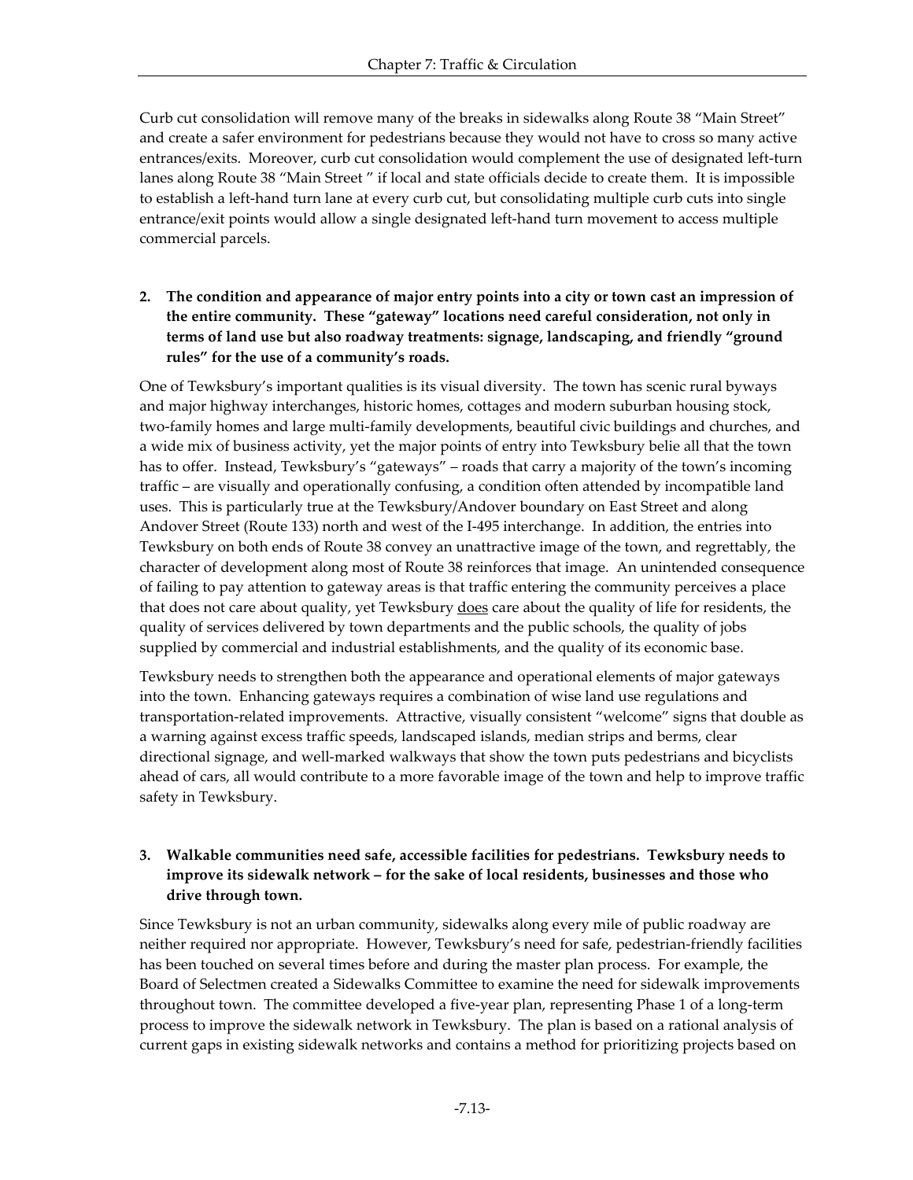Curb cut consolidation will remove many of the breaks in sidewalks along Route 38 "Main Street" and create a safer environment for pedestrians because they would not have to cross so many active entrances/exits. Moreover, curb cut consolidation would complement the use of designated left-turn lanes along Route 38 "Main Street " if local and state officials decide to create them. It is impossible to establish a left-hand turn lane at every curb cut, but consolidating multiple curb cuts into single entrance/exit points would allow a single designated left-hand turn movement to access multiple commercial parcels.

**2. The condition and appearance of major entry points into a city or town cast an impression of the entire community. These "gateway" locations need careful consideration, not only in terms of land use but also roadway treatments: signage, landscaping, and friendly "ground rules" for the use of a community's roads.**

One of Tewksbury's important qualities is its visual diversity. The town has scenic rural byways and major highway interchanges, historic homes, cottages and modern suburban housing stock, two-family homes and large multi-family developments, beautiful civic buildings and churches, and a wide mix of business activity, yet the major points of entry into Tewksbury belie all that the town has to offer. Instead, Tewksbury's "gateways" – roads that carry a majority of the town's incoming traffic – are visually and operationally confusing, a condition often attended by incompatible land uses. This is particularly true at the Tewksbury/Andover boundary on East Street and along Andover Street (Route 133) north and west of the I-495 interchange. In addition, the entries into Tewksbury on both ends of Route 38 convey an unattractive image of the town, and regrettably, the character of development along most of Route 38 reinforces that image. An unintended consequence of failing to pay attention to gateway areas is that traffic entering the community perceives a place that does not care about quality, yet Tewksbury <u>does</u> care about the quality of life for residents, the quality of services delivered by town departments and the public schools, the quality of jobs supplied by commercial and industrial establishments, and the quality of its economic base.

Tewksbury needs to strengthen both the appearance and operational elements of major gateways into the town. Enhancing gateways requires a combination of wise land use regulations and transportation-related improvements. Attractive, visually consistent "welcome" signs that double as a warning against excess traffic speeds, landscaped islands, median strips and berms, clear directional signage, and well-marked walkways that show the town puts pedestrians and bicyclists ahead of cars, all would contribute to a more favorable image of the town and help to improve traffic safety in Tewksbury.

**3. Walkable communities need safe, accessible facilities for pedestrians. Tewksbury needs to improve its sidewalk network – for the sake of local residents, businesses and those who drive through town.**

Since Tewksbury is not an urban community, sidewalks along every mile of public roadway are neither required nor appropriate. However, Tewksbury's need for safe, pedestrian-friendly facilities has been touched on several times before and during the master plan process. For example, the Board of Selectmen created a Sidewalks Committee to examine the need for sidewalk improvements throughout town. The committee developed a five-year plan, representing Phase 1 of a long-term process to improve the sidewalk network in Tewksbury. The plan is based on a rational analysis of current gaps in existing sidewalk networks and contains a method for prioritizing projects based on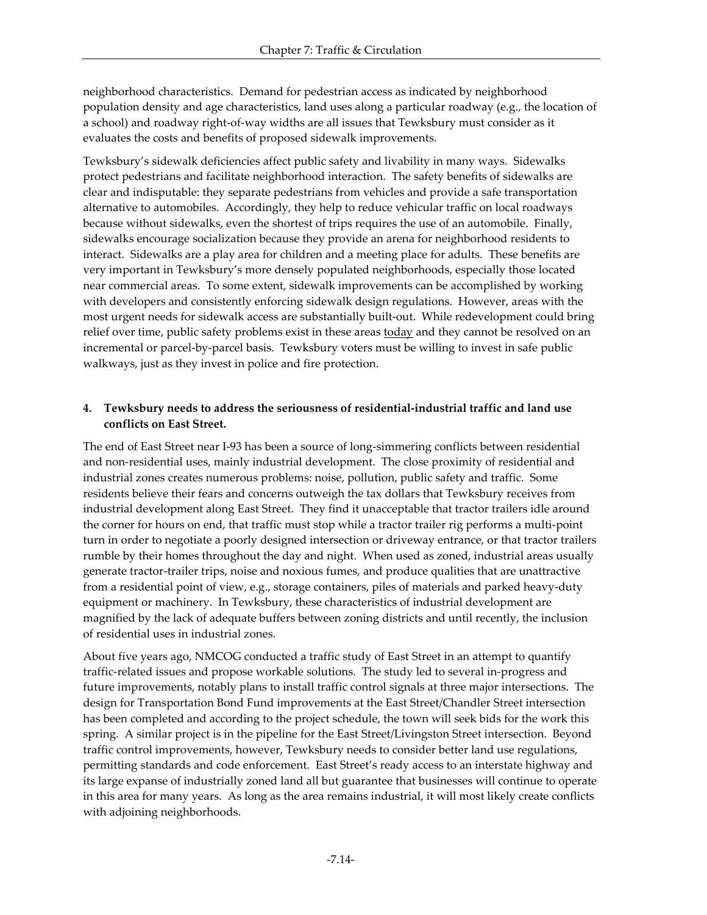neighborhood characteristics. Demand for pedestrian access as indicated by neighborhood population density and age characteristics, land uses along a particular roadway (e.g., the location of a school) and roadway right-of-way widths are all issues that Tewksbury must consider as it evaluates the costs and benefits of proposed sidewalk improvements.

Tewksbury's sidewalk deficiencies affect public safety and livability in many ways. Sidewalks protect pedestrians and facilitate neighborhood interaction. The safety benefits of sidewalks are clear and indisputable: they separate pedestrians from vehicles and provide a safe transportation alternative to automobiles. Accordingly, they help to reduce vehicular traffic on local roadways because without sidewalks, even the shortest of trips requires the use of an automobile. Finally, sidewalks encourage socialization because they provide an arena for neighborhood residents to interact. Sidewalks are a play area for children and a meeting place for adults. These benefits are very important in Tewksbury's more densely populated neighborhoods, especially those located near commercial areas. To some extent, sidewalk improvements can be accomplished by working with developers and consistently enforcing sidewalk design regulations. However, areas with the most urgent needs for sidewalk access are substantially built-out. While redevelopment could bring relief over time, public safety problems exist in these areas <u>today</u> and they cannot be resolved on an incremental or parcel-by-parcel basis. Tewksbury voters must be willing to invest in safe public walkways, just as they invest in police and fire protection.

**4. Tewksbury needs to address the seriousness of residential-industrial traffic and land use conflicts on East Street.**

The end of East Street near I-93 has been a source of long-simmering conflicts between residential and non-residential uses, mainly industrial development. The close proximity of residential and industrial zones creates numerous problems: noise, pollution, public safety and traffic. Some residents believe their fears and concerns outweigh the tax dollars that Tewksbury receives from industrial development along East Street. They find it unacceptable that tractor trailers idle around the corner for hours on end, that traffic must stop while a tractor trailer rig performs a multi-point turn in order to negotiate a poorly designed intersection or driveway entrance, or that tractor trailers rumble by their homes throughout the day and night. When used as zoned, industrial areas usually generate tractor-trailer trips, noise and noxious fumes, and produce qualities that are unattractive from a residential point of view, e.g., storage containers, piles of materials and parked heavy-duty equipment or machinery. In Tewksbury, these characteristics of industrial development are magnified by the lack of adequate buffers between zoning districts and until recently, the inclusion of residential uses in industrial zones.

About five years ago, NMCOG conducted a traffic study of East Street in an attempt to quantify traffic-related issues and propose workable solutions. The study led to several in-progress and future improvements, notably plans to install traffic control signals at three major intersections. The design for Transportation Bond Fund improvements at the East Street/Chandler Street intersection has been completed and according to the project schedule, the town will seek bids for the work this spring. A similar project is in the pipeline for the East Street/Livingston Street intersection. Beyond traffic control improvements, however, Tewksbury needs to consider better land use regulations, permitting standards and code enforcement. East Street's ready access to an interstate highway and its large expanse of industrially zoned land all but guarantee that businesses will continue to operate in this area for many years. As long as the area remains industrial, it will most likely create conflicts with adjoining neighborhoods.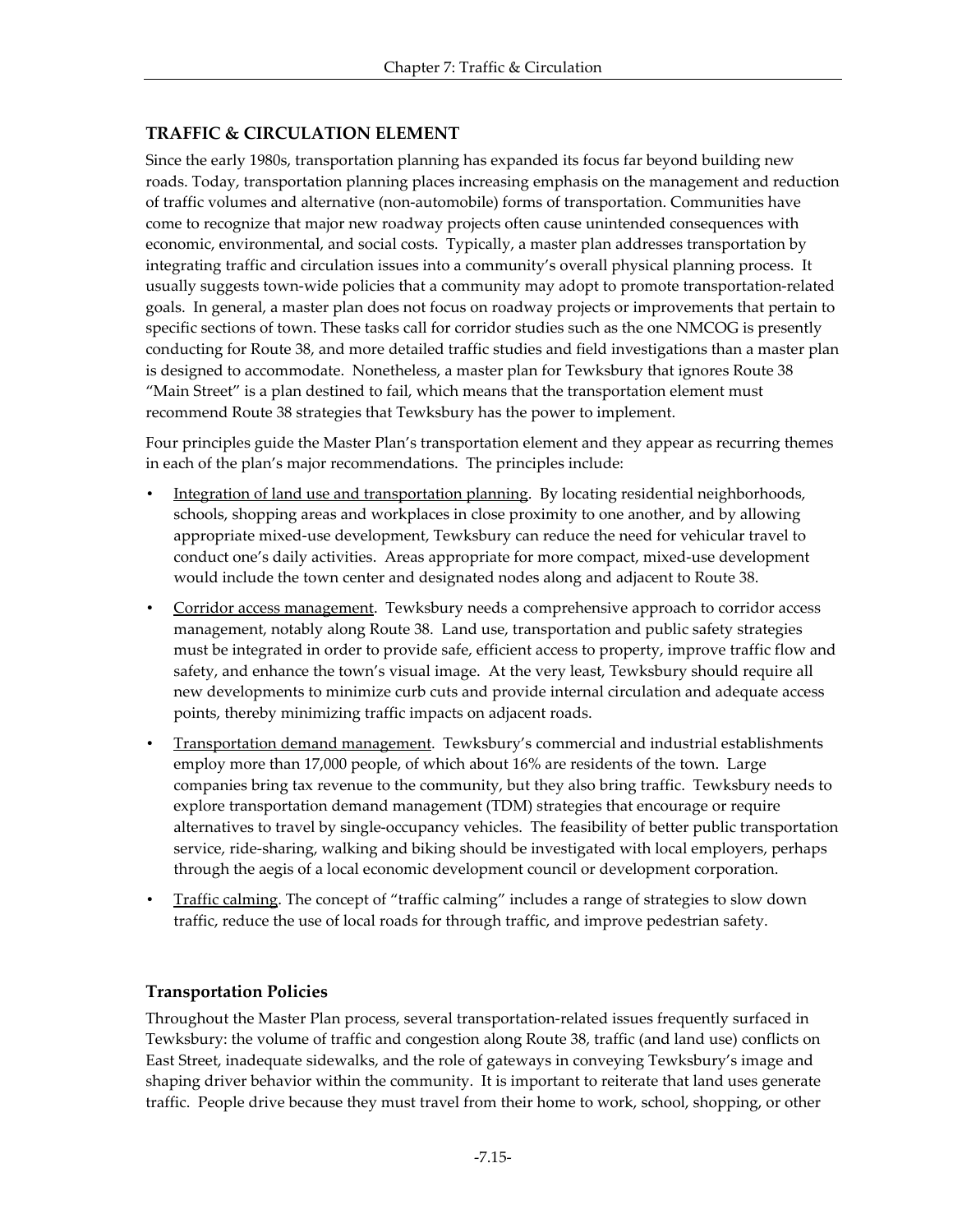## TRAFFIC & CIRCULATION ELEMENT

Since the early 1980s, transportation planning has expanded its focus far beyond building new roads. Today, transportation planning places increasing emphasis on the management and reduction of traffic volumes and alternative (non-automobile) forms of transportation. Communities have come to recognize that major new roadway projects often cause unintended consequences with economic, environmental, and social costs. Typically, a master plan addresses transportation by integrating traffic and circulation issues into a community's overall physical planning process. It usually suggests town-wide policies that a community may adopt to promote transportation-related goals. In general, a master plan does not focus on roadway projects or improvements that pertain to specific sections of town. These tasks call for corridor studies such as the one NMCOG is presently conducting for Route 38, and more detailed traffic studies and field investigations than a master plan is designed to accommodate. Nonetheless, a master plan for Tewksbury that ignores Route 38 "Main Street" is a plan destined to fail, which means that the transportation element must recommend Route 38 strategies that Tewksbury has the power to implement.

Four principles guide the Master Plan's transportation element and they appear as recurring themes in each of the plan's major recommendations. The principles include:

- Integration of land use and transportation planning. By locating residential neighborhoods, schools, shopping areas and workplaces in close proximity to one another, and by allowing appropriate mixed-use development, Tewksbury can reduce the need for vehicular travel to conduct one's daily activities. Areas appropriate for more compact, mixed-use development would include the town center and designated nodes along and adjacent to Route 38.
- Corridor access management. Tewksbury needs a comprehensive approach to corridor access management, notably along Route 38. Land use, transportation and public safety strategies must be integrated in order to provide safe, efficient access to property, improve traffic flow and safety, and enhance the town's visual image. At the very least, Tewksbury should require all new developments to minimize curb cuts and provide internal circulation and adequate access points, thereby minimizing traffic impacts on adjacent roads.
- Transportation demand management. Tewksbury's commercial and industrial establishments employ more than 17,000 people, of which about 16% are residents of the town. Large companies bring tax revenue to the community, but they also bring traffic. Tewksbury needs to explore transportation demand management (TDM) strategies that encourage or require alternatives to travel by single-occupancy vehicles. The feasibility of better public transportation service, ride-sharing, walking and biking should be investigated with local employers, perhaps through the aegis of a local economic development council or development corporation.
- Traffic calming. The concept of "traffic calming" includes a range of strategies to slow down traffic, reduce the use of local roads for through traffic, and improve pedestrian safety.

### Transportation Policies

Throughout the Master Plan process, several transportation-related issues frequently surfaced in Tewksbury: the volume of traffic and congestion along Route 38, traffic (and land use) conflicts on East Street, inadequate sidewalks, and the role of gateways in conveying Tewksbury's image and shaping driver behavior within the community. It is important to reiterate that land uses generate traffic. People drive because they must travel from their home to work, school, shopping, or other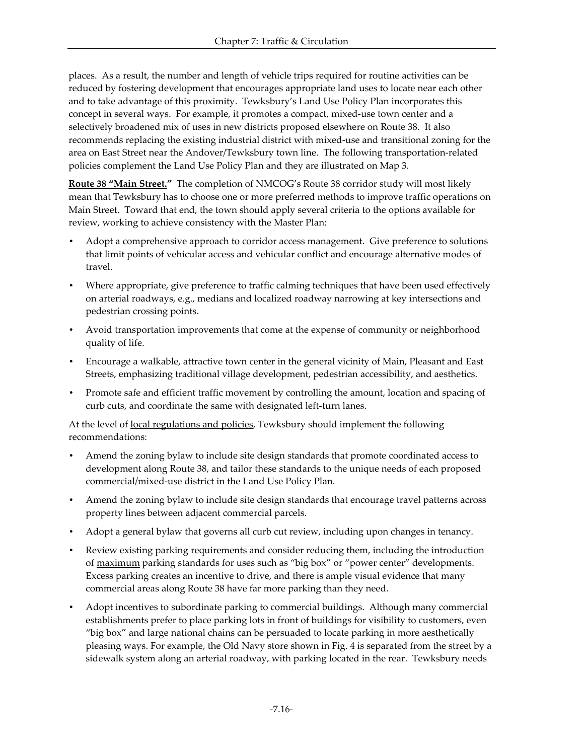places. As a result, the number and length of vehicle trips required for routine activities can be reduced by fostering development that encourages appropriate land uses to locate near each other and to take advantage of this proximity. Tewksbury's Land Use Policy Plan incorporates this concept in several ways. For example, it promotes a compact, mixed-use town center and a selectively broadened mix of uses in new districts proposed elsewhere on Route 38. It also recommends replacing the existing industrial district with mixed-use and transitional zoning for the area on East Street near the Andover/Tewksbury town line. The following transportation-related policies complement the Land Use Policy Plan and they are illustrated on Map 3.

<u>**Route 38 "Main Street."**</u> The completion of NMCOG's Route 38 corridor study will most likely mean that Tewksbury has to choose one or more preferred methods to improve traffic operations on Main Street. Toward that end, the town should apply several criteria to the options available for review, working to achieve consistency with the Master Plan:

- Adopt a comprehensive approach to corridor access management. Give preference to solutions that limit points of vehicular access and vehicular conflict and encourage alternative modes of travel.
- Where appropriate, give preference to traffic calming techniques that have been used effectively on arterial roadways, e.g., medians and localized roadway narrowing at key intersections and pedestrian crossing points.
- Avoid transportation improvements that come at the expense of community or neighborhood quality of life.
- Encourage a walkable, attractive town center in the general vicinity of Main, Pleasant and East Streets, emphasizing traditional village development, pedestrian accessibility, and aesthetics.
- Promote safe and efficient traffic movement by controlling the amount, location and spacing of curb cuts, and coordinate the same with designated left-turn lanes.

At the level of <u>local regulations and policies</u>, Tewksbury should implement the following recommendations:

- Amend the zoning bylaw to include site design standards that promote coordinated access to development along Route 38, and tailor these standards to the unique needs of each proposed commercial/mixed-use district in the Land Use Policy Plan.
- Amend the zoning bylaw to include site design standards that encourage travel patterns across property lines between adjacent commercial parcels.
- Adopt a general bylaw that governs all curb cut review, including upon changes in tenancy.
- Review existing parking requirements and consider reducing them, including the introduction of <u>maximum</u> parking standards for uses such as "big box" or "power center" developments. Excess parking creates an incentive to drive, and there is ample visual evidence that many commercial areas along Route 38 have far more parking than they need.
- Adopt incentives to subordinate parking to commercial buildings. Although many commercial establishments prefer to place parking lots in front of buildings for visibility to customers, even "big box" and large national chains can be persuaded to locate parking in more aesthetically pleasing ways. For example, the Old Navy store shown in Fig. 4 is separated from the street by a sidewalk system along an arterial roadway, with parking located in the rear. Tewksbury needs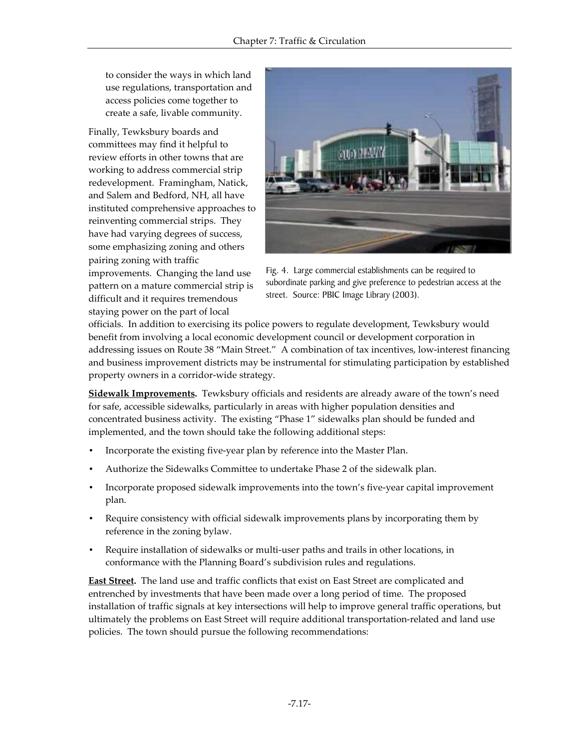to consider the ways in which land use regulations, transportation and access policies come together to create a safe, livable community.

Finally, Tewksbury boards and committees may find it helpful to review efforts in other towns that are working to address commercial strip redevelopment. Framingham, Natick, and Salem and Bedford, NH, all have instituted comprehensive approaches to reinventing commercial strips. They have had varying degrees of success, some emphasizing zoning and others pairing zoning with traffic improvements. Changing the land use pattern on a mature commercial strip is difficult and it requires tremendous staying power on the part of local officials. In addition to exercising its police powers to regulate development, Tewksbury would benefit from involving a local economic development council or development corporation in addressing issues on Route 38 "Main Street." A combination of tax incentives, low-interest financing and business improvement districts may be instrumental for stimulating participation by established property owners in a corridor-wide strategy.

Fig. 4. Large commercial establishments can be required to subordinate parking and give preference to pedestrian access at the street. Source: PBIC Image Library (2003).

**Sidewalk Improvements.** Tewksbury officials and residents are already aware of the town's need for safe, accessible sidewalks, particularly in areas with higher population densities and concentrated business activity. The existing "Phase 1" sidewalks plan should be funded and implemented, and the town should take the following additional steps:

- Incorporate the existing five-year plan by reference into the Master Plan.
- Authorize the Sidewalks Committee to undertake Phase 2 of the sidewalk plan.
- Incorporate proposed sidewalk improvements into the town's five-year capital improvement plan.
- Require consistency with official sidewalk improvements plans by incorporating them by reference in the zoning bylaw.
- Require installation of sidewalks or multi-user paths and trails in other locations, in conformance with the Planning Board's subdivision rules and regulations.

**East Street.** The land use and traffic conflicts that exist on East Street are complicated and entrenched by investments that have been made over a long period of time. The proposed installation of traffic signals at key intersections will help to improve general traffic operations, but ultimately the problems on East Street will require additional transportation-related and land use policies. The town should pursue the following recommendations: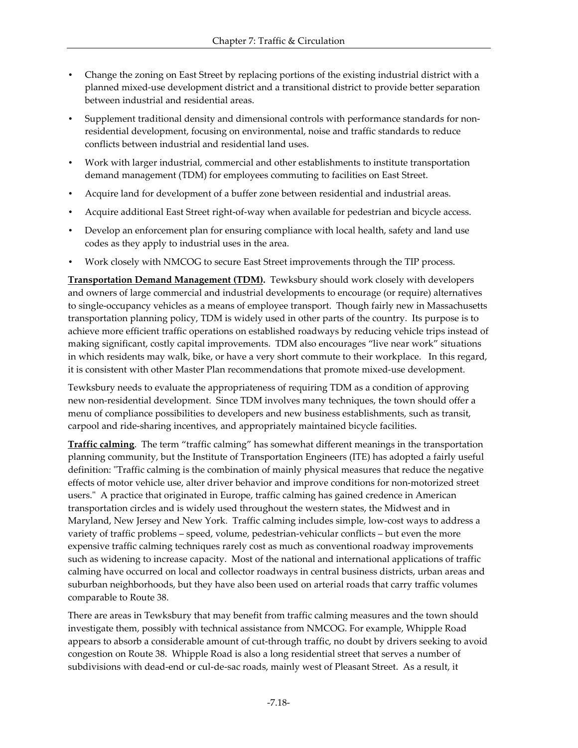- Change the zoning on East Street by replacing portions of the existing industrial district with a planned mixed-use development district and a transitional district to provide better separation between industrial and residential areas.
- Supplement traditional density and dimensional controls with performance standards for non-residential development, focusing on environmental, noise and traffic standards to reduce conflicts between industrial and residential land uses.
- Work with larger industrial, commercial and other establishments to institute transportation demand management (TDM) for employees commuting to facilities on East Street.
- Acquire land for development of a buffer zone between residential and industrial areas.
- Acquire additional East Street right-of-way when available for pedestrian and bicycle access.
- Develop an enforcement plan for ensuring compliance with local health, safety and land use codes as they apply to industrial uses in the area.
- Work closely with NMCOG to secure East Street improvements through the TIP process.

**Transportation Demand Management (TDM).** Tewksbury should work closely with developers and owners of large commercial and industrial developments to encourage (or require) alternatives to single-occupancy vehicles as a means of employee transport. Though fairly new in Massachusetts transportation planning policy, TDM is widely used in other parts of the country. Its purpose is to achieve more efficient traffic operations on established roadways by reducing vehicle trips instead of making significant, costly capital improvements. TDM also encourages "live near work" situations in which residents may walk, bike, or have a very short commute to their workplace. In this regard, it is consistent with other Master Plan recommendations that promote mixed-use development.

Tewksbury needs to evaluate the appropriateness of requiring TDM as a condition of approving new non-residential development. Since TDM involves many techniques, the town should offer a menu of compliance possibilities to developers and new business establishments, such as transit, carpool and ride-sharing incentives, and appropriately maintained bicycle facilities.

**Traffic calming**. The term "traffic calming" has somewhat different meanings in the transportation planning community, but the Institute of Transportation Engineers (ITE) has adopted a fairly useful definition: "Traffic calming is the combination of mainly physical measures that reduce the negative effects of motor vehicle use, alter driver behavior and improve conditions for non-motorized street users." A practice that originated in Europe, traffic calming has gained credence in American transportation circles and is widely used throughout the western states, the Midwest and in Maryland, New Jersey and New York. Traffic calming includes simple, low-cost ways to address a variety of traffic problems – speed, volume, pedestrian-vehicular conflicts – but even the more expensive traffic calming techniques rarely cost as much as conventional roadway improvements such as widening to increase capacity. Most of the national and international applications of traffic calming have occurred on local and collector roadways in central business districts, urban areas and suburban neighborhoods, but they have also been used on arterial roads that carry traffic volumes comparable to Route 38.

There are areas in Tewksbury that may benefit from traffic calming measures and the town should investigate them, possibly with technical assistance from NMCOG. For example, Whipple Road appears to absorb a considerable amount of cut-through traffic, no doubt by drivers seeking to avoid congestion on Route 38. Whipple Road is also a long residential street that serves a number of subdivisions with dead-end or cul-de-sac roads, mainly west of Pleasant Street. As a result, it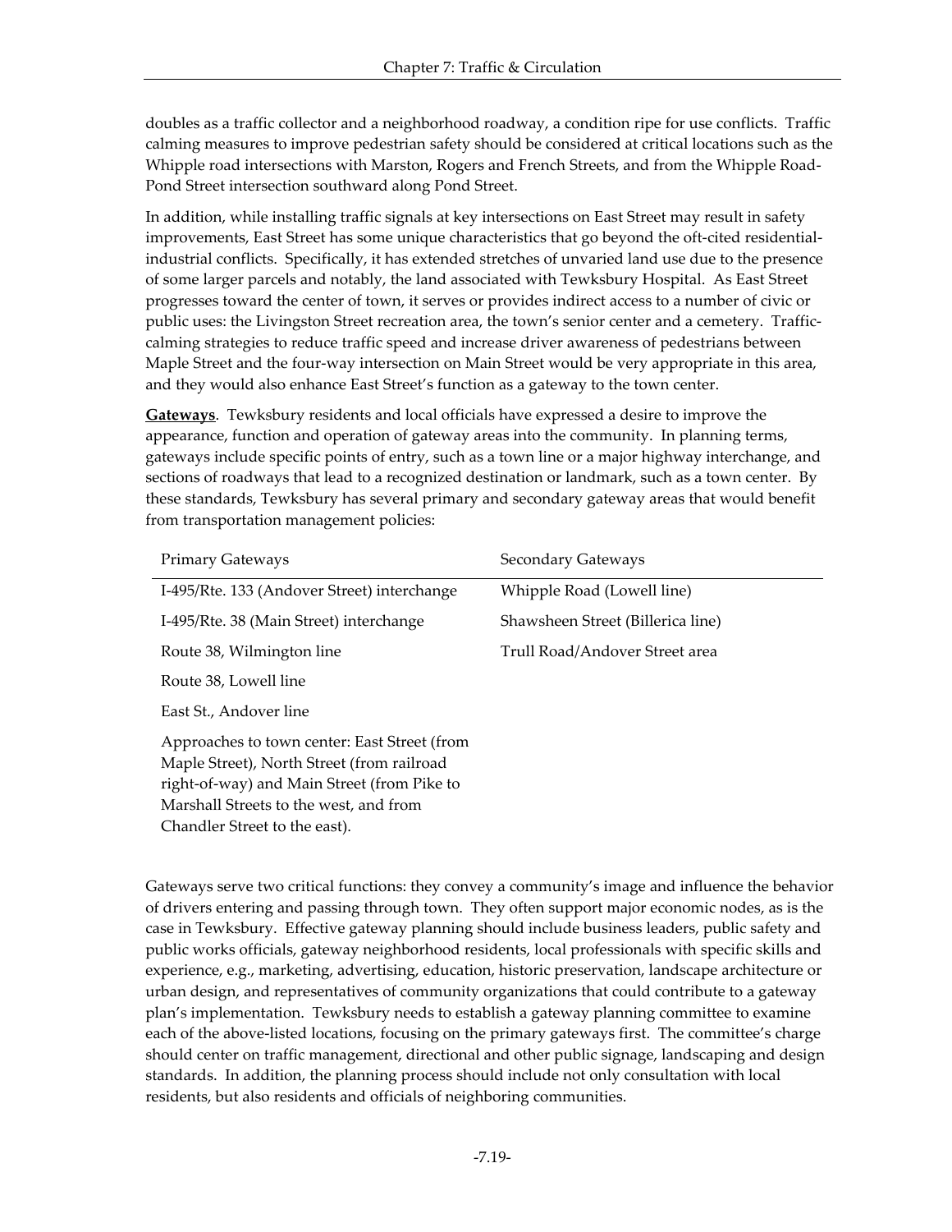doubles as a traffic collector and a neighborhood roadway, a condition ripe for use conflicts. Traffic calming measures to improve pedestrian safety should be considered at critical locations such as the Whipple road intersections with Marston, Rogers and French Streets, and from the Whipple Road-Pond Street intersection southward along Pond Street.

In addition, while installing traffic signals at key intersections on East Street may result in safety improvements, East Street has some unique characteristics that go beyond the oft-cited residential-industrial conflicts. Specifically, it has extended stretches of unvaried land use due to the presence of some larger parcels and notably, the land associated with Tewksbury Hospital. As East Street progresses toward the center of town, it serves or provides indirect access to a number of civic or public uses: the Livingston Street recreation area, the town's senior center and a cemetery. Traffic-calming strategies to reduce traffic speed and increase driver awareness of pedestrians between Maple Street and the four-way intersection on Main Street would be very appropriate in this area, and they would also enhance East Street's function as a gateway to the town center.

**Gateways**. Tewksbury residents and local officials have expressed a desire to improve the appearance, function and operation of gateway areas into the community. In planning terms, gateways include specific points of entry, such as a town line or a major highway interchange, and sections of roadways that lead to a recognized destination or landmark, such as a town center. By these standards, Tewksbury has several primary and secondary gateway areas that would benefit from transportation management policies:

| Primary Gateways | Secondary Gateways |
|---|---|
| I-495/Rte. 133 (Andover Street) interchange | Whipple Road (Lowell line) |
| I-495/Rte. 38 (Main Street) interchange | Shawsheen Street (Billerica line) |
| Route 38, Wilmington line | Trull Road/Andover Street area |
| Route 38, Lowell line | |
| East St., Andover line | |
| Approaches to town center: East Street (from Maple Street), North Street (from railroad right-of-way) and Main Street (from Pike to Marshall Streets to the west, and from Chandler Street to the east). | |

Gateways serve two critical functions: they convey a community's image and influence the behavior of drivers entering and passing through town. They often support major economic nodes, as is the case in Tewksbury. Effective gateway planning should include business leaders, public safety and public works officials, gateway neighborhood residents, local professionals with specific skills and experience, e.g., marketing, advertising, education, historic preservation, landscape architecture or urban design, and representatives of community organizations that could contribute to a gateway plan's implementation. Tewksbury needs to establish a gateway planning committee to examine each of the above-listed locations, focusing on the primary gateways first. The committee's charge should center on traffic management, directional and other public signage, landscaping and design standards. In addition, the planning process should include not only consultation with local residents, but also residents and officials of neighboring communities.